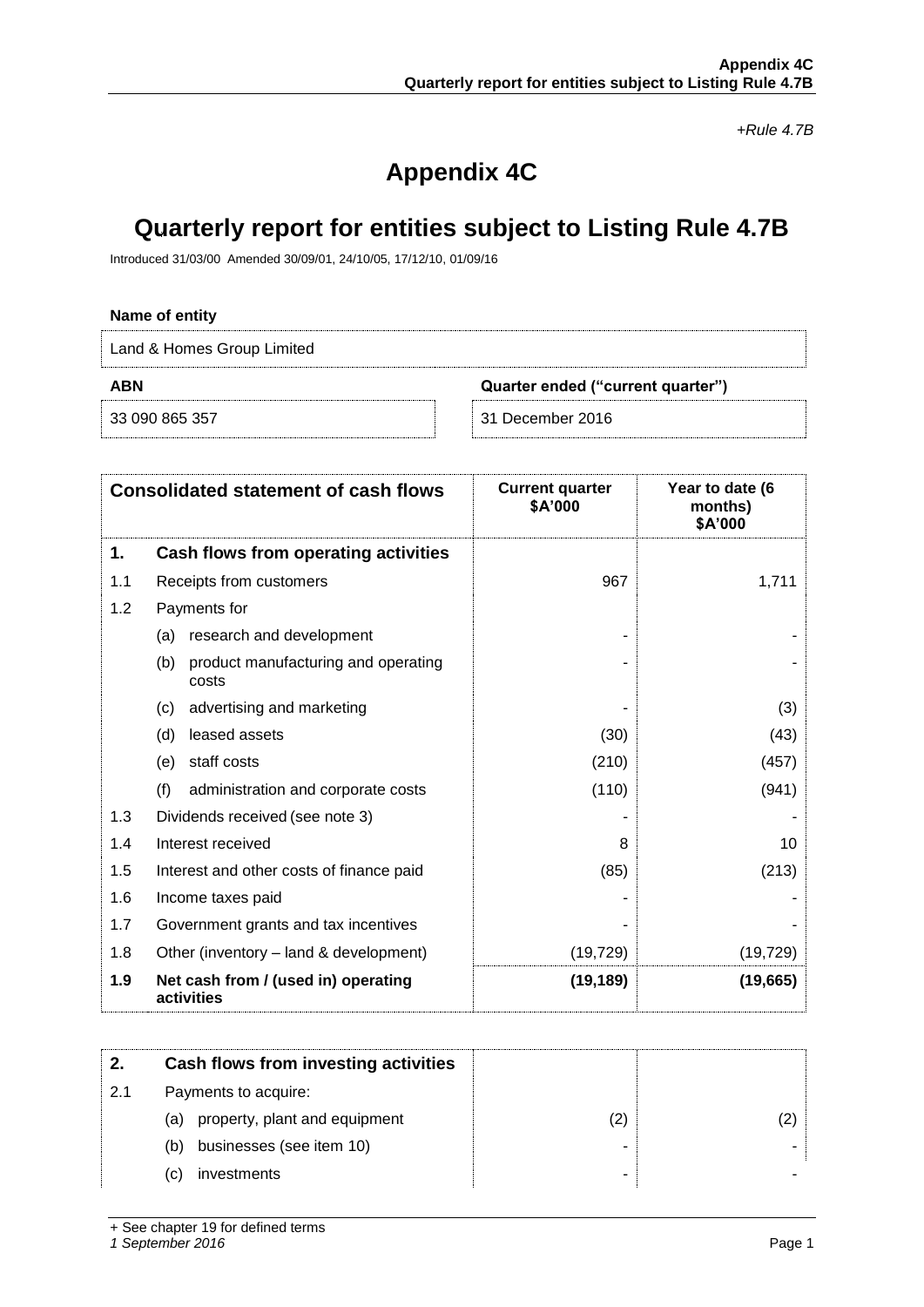*+Rule 4.7B*

# Appendix 4C

# Quarterly report for entities subject to Listing Rule 4.7B

Introduced 31/03/00 Amended 30/09/01, 24/10/05, 17/12/10, 01/09/16

**Name of entity**

| Land & Homes Group Limited | |
|---|---|
| **ABN** | **Quarter ended ("current quarter")** |
| 33 090 865 357 | 31 December 2016 |

| | **Consolidated statement of cash flows** | **Current quarter $A'000** | **Year to date (6 months) $A'000** |
|---|---|---|---|
| **1.** | **Cash flows from operating activities** | | |
| 1.1 | Receipts from customers | 967 | 1,711 |
| 1.2 | Payments for | | |
| | (a) research and development | - | - |
| | (b) product manufacturing and operating costs | - | - |
| | (c) advertising and marketing | - | (3) |
| | (d) leased assets | (30) | (43) |
| | (e) staff costs | (210) | (457) |
| | (f) administration and corporate costs | (110) | (941) |
| 1.3 | Dividends received (see note 3) | - | - |
| 1.4 | Interest received | 8 | 10 |
| 1.5 | Interest and other costs of finance paid | (85) | (213) |
| 1.6 | Income taxes paid | - | - |
| 1.7 | Government grants and tax incentives | - | - |
| 1.8 | Other (inventory – land & development) | (19,729) | (19,729) |
| **1.9** | **Net cash from / (used in) operating activities** | **(19,189)** | **(19,665)** |

| **2.** | **Cash flows from investing activities** | | |
|---|---|---|---|
| 2.1 | Payments to acquire: | | |
| | (a) property, plant and equipment | (2) | (2) |
| | (b) businesses (see item 10) | - | - |
| | (c) investments | - | - |

+ See chapter 19 for defined terms
*1 September 2016*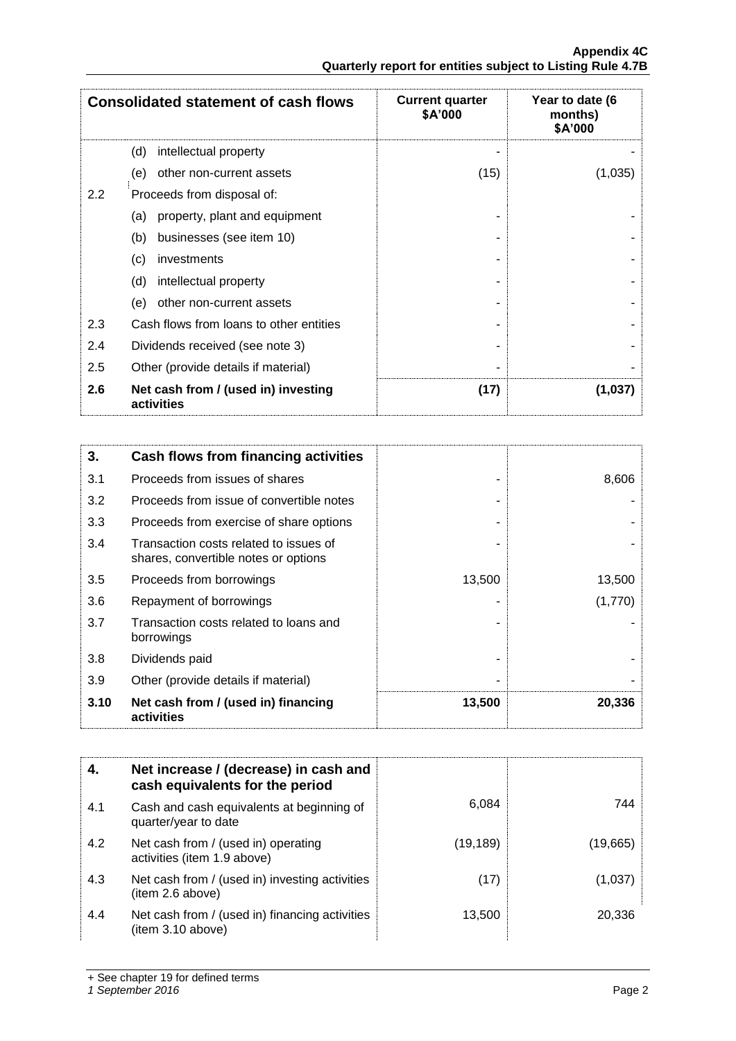| Consolidated statement of cash flows | | Current quarter $A'000 | Year to date (6 months) $A'000 |
|---|---|---|---|
| | (d) intellectual property | - | - |
| | (e) other non-current assets | (15) | (1,035) |
| 2.2 | Proceeds from disposal of: | | |
| | (a) property, plant and equipment | - | - |
| | (b) businesses (see item 10) | - | - |
| | (c) investments | - | - |
| | (d) intellectual property | - | - |
| | (e) other non-current assets | - | - |
| 2.3 | Cash flows from loans to other entities | - | - |
| 2.4 | Dividends received (see note 3) | - | - |
| 2.5 | Other (provide details if material) | - | - |
| **2.6** | **Net cash from / (used in) investing activities** | **(17)** | **(1,037)** |

| **3.** | **Cash flows from financing activities** | | |
|---|---|---|---|
| 3.1 | Proceeds from issues of shares | - | 8,606 |
| 3.2 | Proceeds from issue of convertible notes | - | - |
| 3.3 | Proceeds from exercise of share options | - | - |
| 3.4 | Transaction costs related to issues of shares, convertible notes or options | - | - |
| 3.5 | Proceeds from borrowings | 13,500 | 13,500 |
| 3.6 | Repayment of borrowings | - | (1,770) |
| 3.7 | Transaction costs related to loans and borrowings | - | - |
| 3.8 | Dividends paid | - | - |
| 3.9 | Other (provide details if material) | - | - |
| **3.10** | **Net cash from / (used in) financing activities** | **13,500** | **20,336** |

| **4.** | **Net increase / (decrease) in cash and cash equivalents for the period** | | |
|---|---|---|---|
| 4.1 | Cash and cash equivalents at beginning of quarter/year to date | 6,084 | 744 |
| 4.2 | Net cash from / (used in) operating activities (item 1.9 above) | (19,189) | (19,665) |
| 4.3 | Net cash from / (used in) investing activities (item 2.6 above) | (17) | (1,037) |
| 4.4 | Net cash from / (used in) financing activities (item 3.10 above) | 13,500 | 20,336 |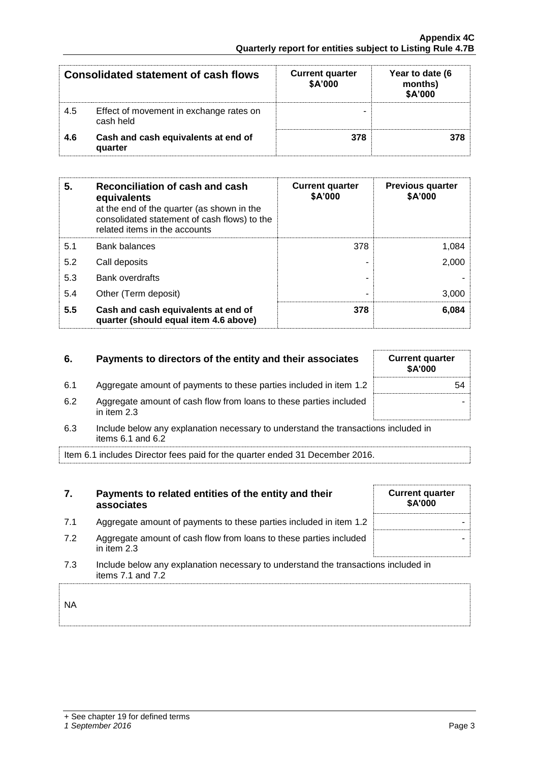| Consolidated statement of cash flows | | Current quarter $A'000 | Year to date (6 months) $A'000 |
|---|---|---|---|
| 4.5 | Effect of movement in exchange rates on cash held | - | |
| **4.6** | **Cash and cash equivalents at end of quarter** | **378** | **378** |

| 5. | **Reconciliation of cash and cash equivalents** at the end of the quarter (as shown in the consolidated statement of cash flows) to the related items in the accounts | Current quarter $A'000 | Previous quarter $A'000 |
|---|---|---|---|
| 5.1 | Bank balances | 378 | 1,084 |
| 5.2 | Call deposits | - | 2,000 |
| 5.3 | Bank overdrafts | - | - |
| 5.4 | Other (Term deposit) | - | 3,000 |
| **5.5** | **Cash and cash equivalents at end of quarter (should equal item 4.6 above)** | **378** | **6,084** |

| 6. | **Payments to directors of the entity and their associates** | Current quarter $A'000 |
|---|---|---|
| 6.1 | Aggregate amount of payments to these parties included in item 1.2 | 54 |
| 6.2 | Aggregate amount of cash flow from loans to these parties included in item 2.3 | - |

6.3 Include below any explanation necessary to understand the transactions included in items 6.1 and 6.2

Item 6.1 includes Director fees paid for the quarter ended 31 December 2016.

| 7. | **Payments to related entities of the entity and their associates** | Current quarter $A'000 |
|---|---|---|
| 7.1 | Aggregate amount of payments to these parties included in item 1.2 | - |
| 7.2 | Aggregate amount of cash flow from loans to these parties included in item 2.3 | - |

7.3 Include below any explanation necessary to understand the transactions included in items 7.1 and 7.2

NA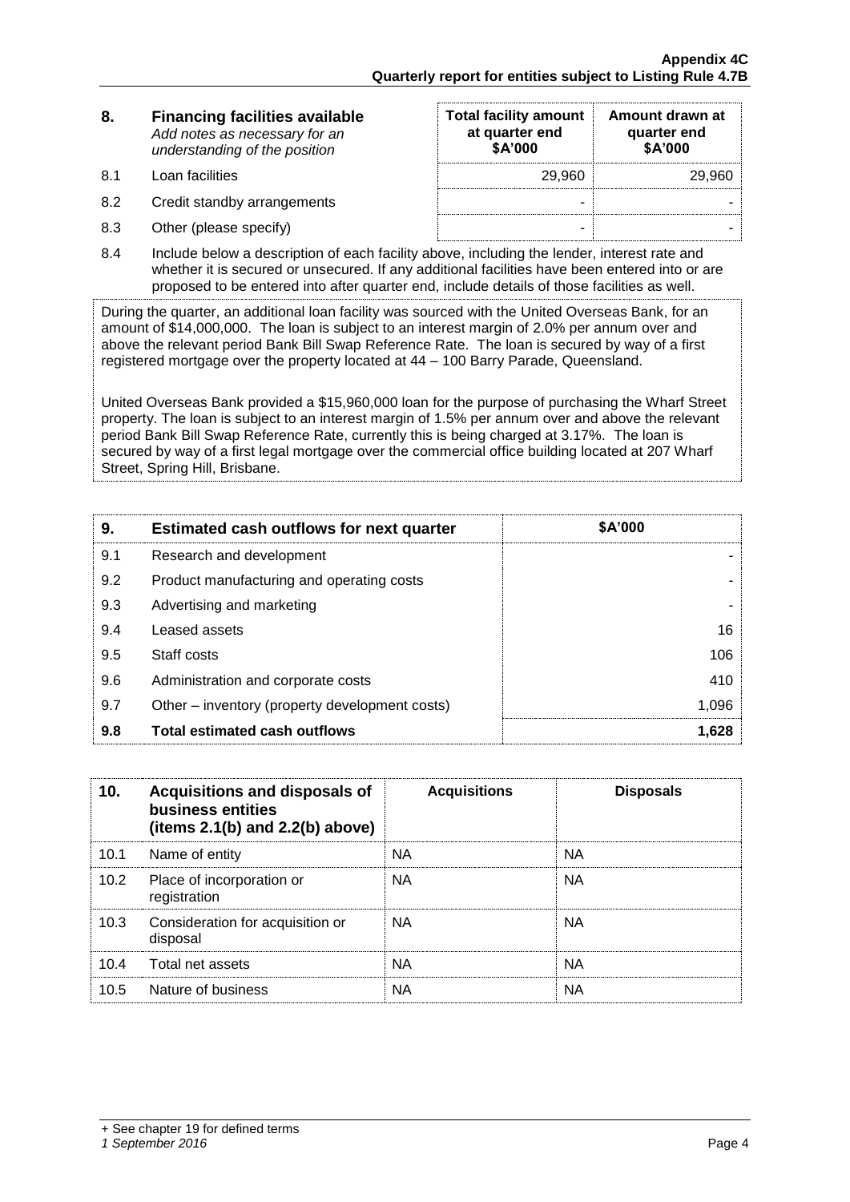| 8. | **Financing facilities available** *Add notes as necessary for an understanding of the position* | **Total facility amount at quarter end $A'000** | **Amount drawn at quarter end $A'000** |
|---|---|---|---|
| 8.1 | Loan facilities | 29,960 | 29,960 |
| 8.2 | Credit standby arrangements | - | - |
| 8.3 | Other (please specify) | - | - |

8.4 Include below a description of each facility above, including the lender, interest rate and whether it is secured or unsecured. If any additional facilities have been entered into or are proposed to be entered into after quarter end, include details of those facilities as well.

During the quarter, an additional loan facility was sourced with the United Overseas Bank, for an amount of $14,000,000. The loan is subject to an interest margin of 2.0% per annum over and above the relevant period Bank Bill Swap Reference Rate. The loan is secured by way of a first registered mortgage over the property located at 44 – 100 Barry Parade, Queensland.

United Overseas Bank provided a $15,960,000 loan for the purpose of purchasing the Wharf Street property. The loan is subject to an interest margin of 1.5% per annum over and above the relevant period Bank Bill Swap Reference Rate, currently this is being charged at 3.17%. The loan is secured by way of a first legal mortgage over the commercial office building located at 207 Wharf Street, Spring Hill, Brisbane.

| 9. | **Estimated cash outflows for next quarter** | **$A'000** |
|---|---|---|
| 9.1 | Research and development | - |
| 9.2 | Product manufacturing and operating costs | - |
| 9.3 | Advertising and marketing | - |
| 9.4 | Leased assets | 16 |
| 9.5 | Staff costs | 106 |
| 9.6 | Administration and corporate costs | 410 |
| 9.7 | Other – inventory (property development costs) | 1,096 |
| **9.8** | **Total estimated cash outflows** | **1,628** |

| 10. | **Acquisitions and disposals of business entities (items 2.1(b) and 2.2(b) above)** | **Acquisitions** | **Disposals** |
|---|---|---|---|
| 10.1 | Name of entity | NA | NA |
| 10.2 | Place of incorporation or registration | NA | NA |
| 10.3 | Consideration for acquisition or disposal | NA | NA |
| 10.4 | Total net assets | NA | NA |
| 10.5 | Nature of business | NA | NA |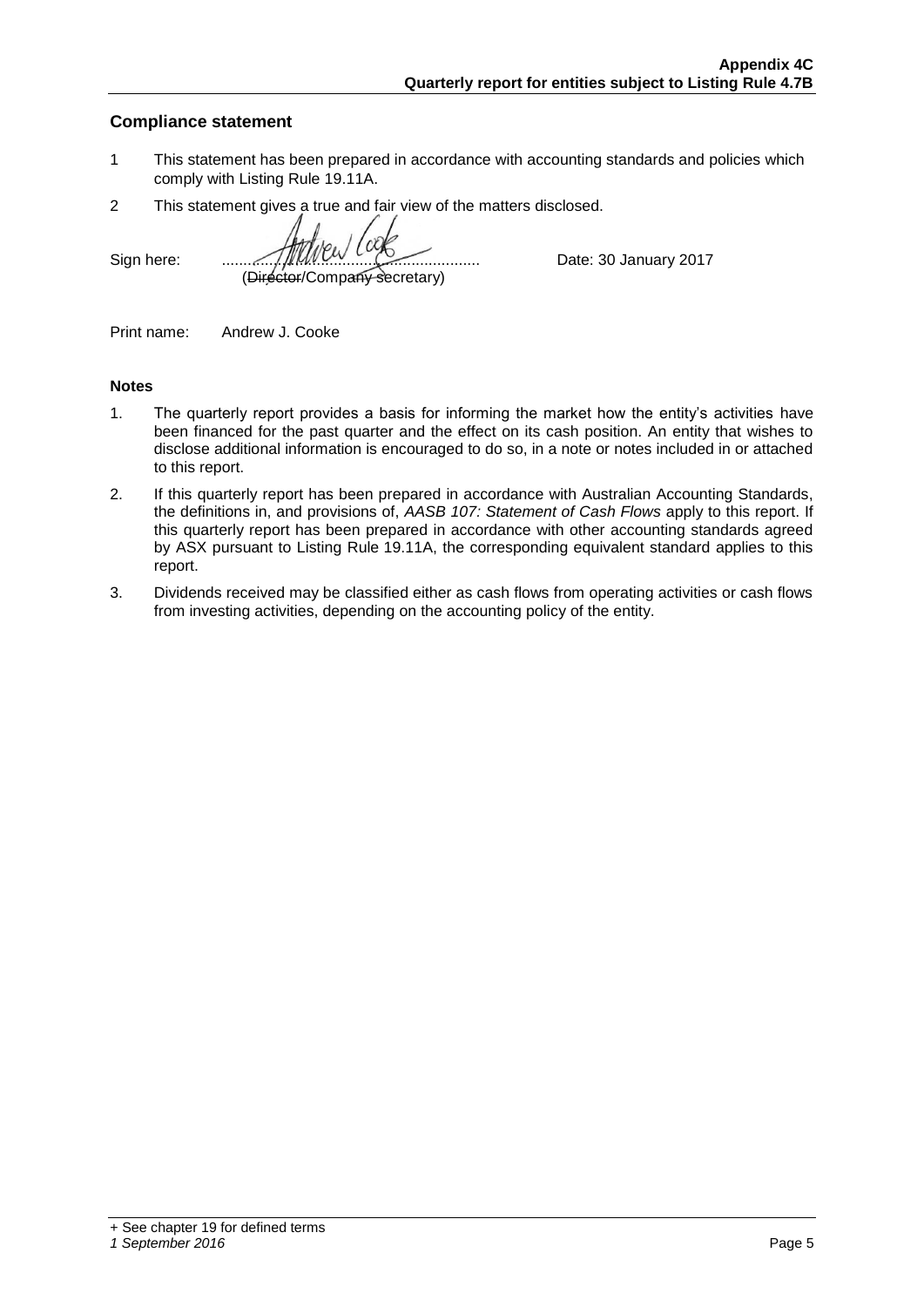## Compliance statement

1. This statement has been prepared in accordance with accounting standards and policies which comply with Listing Rule 19.11A.
2. This statement gives a true and fair view of the matters disclosed.

Sign here: ............................................................ Date: 30 January 2017
(~~Director~~/Company secretary)

Print name: Andrew J. Cooke

### Notes

1. The quarterly report provides a basis for informing the market how the entity's activities have been financed for the past quarter and the effect on its cash position. An entity that wishes to disclose additional information is encouraged to do so, in a note or notes included in or attached to this report.
2. If this quarterly report has been prepared in accordance with Australian Accounting Standards, the definitions in, and provisions of, *AASB 107: Statement of Cash Flows* apply to this report. If this quarterly report has been prepared in accordance with other accounting standards agreed by ASX pursuant to Listing Rule 19.11A, the corresponding equivalent standard applies to this report.
3. Dividends received may be classified either as cash flows from operating activities or cash flows from investing activities, depending on the accounting policy of the entity.